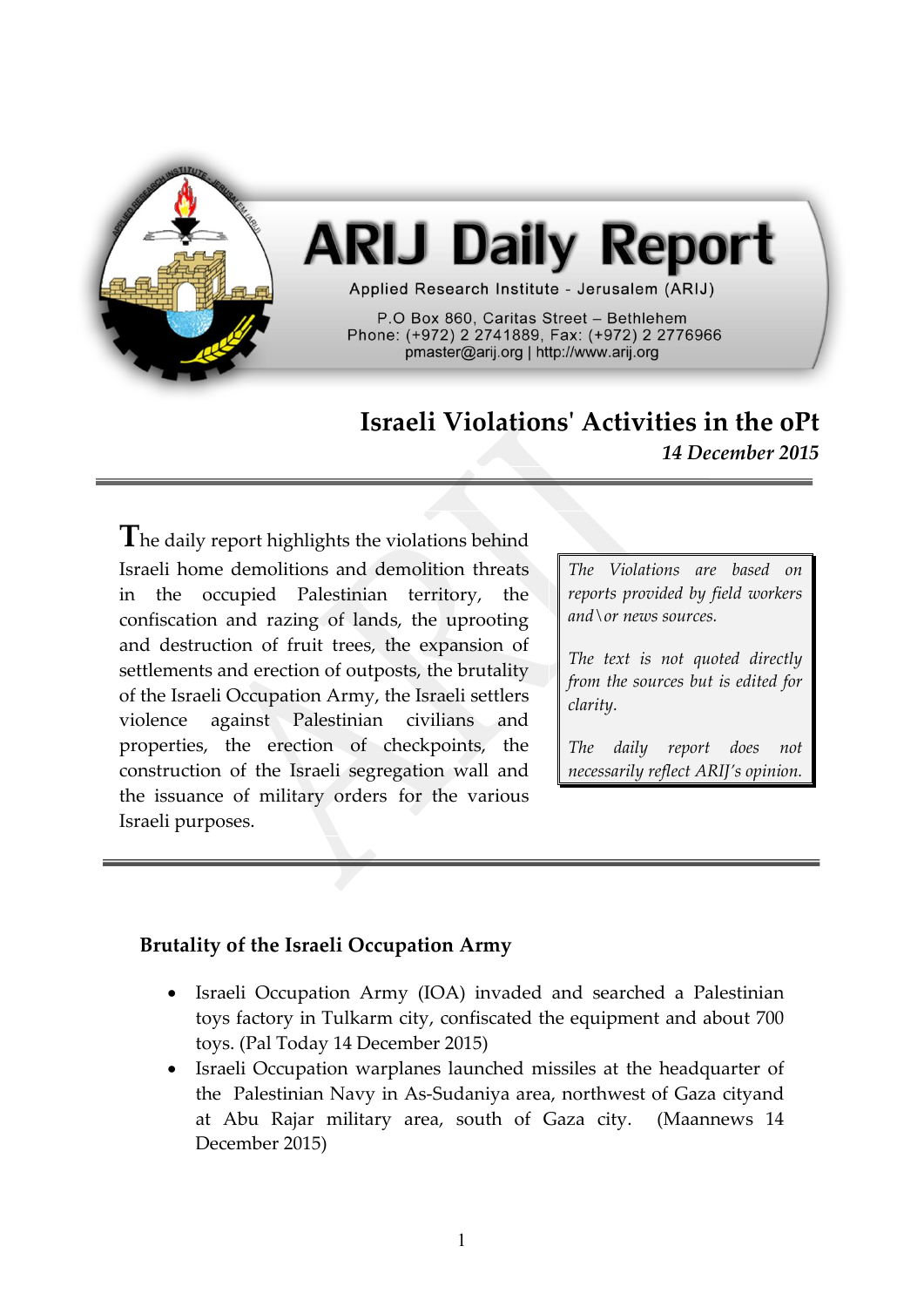# ARIJ Daily Report

Applied Research Institute - Jerusalem (ARIJ)

P.O Box 860, Caritas Street – Bethlehem
Phone: (+972) 2 2741889, Fax: (+972) 2 2776966
pmaster@arij.org | http://www.arij.org

## Israeli Violations' Activities in the oPt

*14 December 2015*

The daily report highlights the violations behind Israeli home demolitions and demolition threats in the occupied Palestinian territory, the confiscation and razing of lands, the uprooting and destruction of fruit trees, the expansion of settlements and erection of outposts, the brutality of the Israeli Occupation Army, the Israeli settlers violence against Palestinian civilians and properties, the erection of checkpoints, the construction of the Israeli segregation wall and the issuance of military orders for the various Israeli purposes.

*The Violations are based on reports provided by field workers and\or news sources.*

*The text is not quoted directly from the sources but is edited for clarity.*

*The daily report does not necessarily reflect ARIJ's opinion.*

### Brutality of the Israeli Occupation Army

- Israeli Occupation Army (IOA) invaded and searched a Palestinian toys factory in Tulkarm city, confiscated the equipment and about 700 toys. (Pal Today 14 December 2015)
- Israeli Occupation warplanes launched missiles at the headquarter of the Palestinian Navy in As-Sudaniya area, northwest of Gaza cityand at Abu Rajar military area, south of Gaza city. (Maannews 14 December 2015)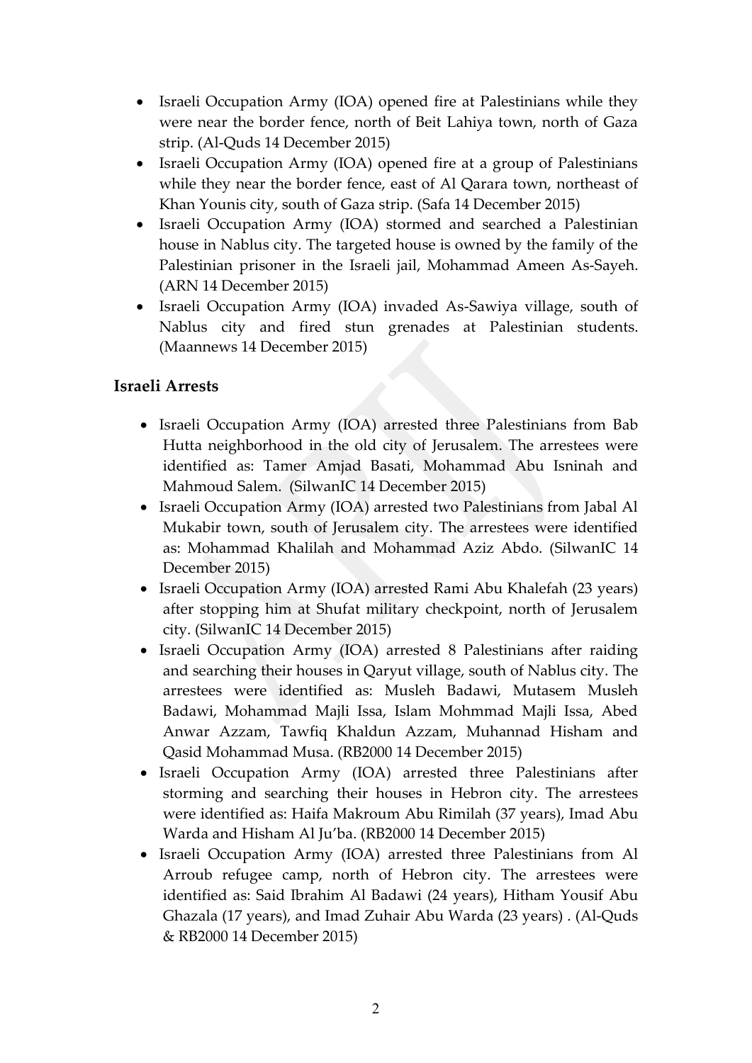- Israeli Occupation Army (IOA) opened fire at Palestinians while they were near the border fence, north of Beit Lahiya town, north of Gaza strip. (Al-Quds 14 December 2015)
- Israeli Occupation Army (IOA) opened fire at a group of Palestinians while they near the border fence, east of Al Qarara town, northeast of Khan Younis city, south of Gaza strip. (Safa 14 December 2015)
- Israeli Occupation Army (IOA) stormed and searched a Palestinian house in Nablus city. The targeted house is owned by the family of the Palestinian prisoner in the Israeli jail, Mohammad Ameen As-Sayeh. (ARN 14 December 2015)
- Israeli Occupation Army (IOA) invaded As-Sawiya village, south of Nablus city and fired stun grenades at Palestinian students. (Maannews 14 December 2015)

### Israeli Arrests

- Israeli Occupation Army (IOA) arrested three Palestinians from Bab Hutta neighborhood in the old city of Jerusalem. The arrestees were identified as: Tamer Amjad Basati, Mohammad Abu Isninah and Mahmoud Salem. (SilwanIC 14 December 2015)
- Israeli Occupation Army (IOA) arrested two Palestinians from Jabal Al Mukabir town, south of Jerusalem city. The arrestees were identified as: Mohammad Khalilah and Mohammad Aziz Abdo. (SilwanIC 14 December 2015)
- Israeli Occupation Army (IOA) arrested Rami Abu Khalefah (23 years) after stopping him at Shufat military checkpoint, north of Jerusalem city. (SilwanIC 14 December 2015)
- Israeli Occupation Army (IOA) arrested 8 Palestinians after raiding and searching their houses in Qaryut village, south of Nablus city. The arrestees were identified as: Musleh Badawi, Mutasem Musleh Badawi, Mohammad Majli Issa, Islam Mohmmad Majli Issa, Abed Anwar Azzam, Tawfiq Khaldun Azzam, Muhannad Hisham and Qasid Mohammad Musa. (RB2000 14 December 2015)
- Israeli Occupation Army (IOA) arrested three Palestinians after storming and searching their houses in Hebron city. The arrestees were identified as: Haifa Makroum Abu Rimilah (37 years), Imad Abu Warda and Hisham Al Ju'ba. (RB2000 14 December 2015)
- Israeli Occupation Army (IOA) arrested three Palestinians from Al Arroub refugee camp, north of Hebron city. The arrestees were identified as: Said Ibrahim Al Badawi (24 years), Hitham Yousif Abu Ghazala (17 years), and Imad Zuhair Abu Warda (23 years) . (Al-Quds & RB2000 14 December 2015)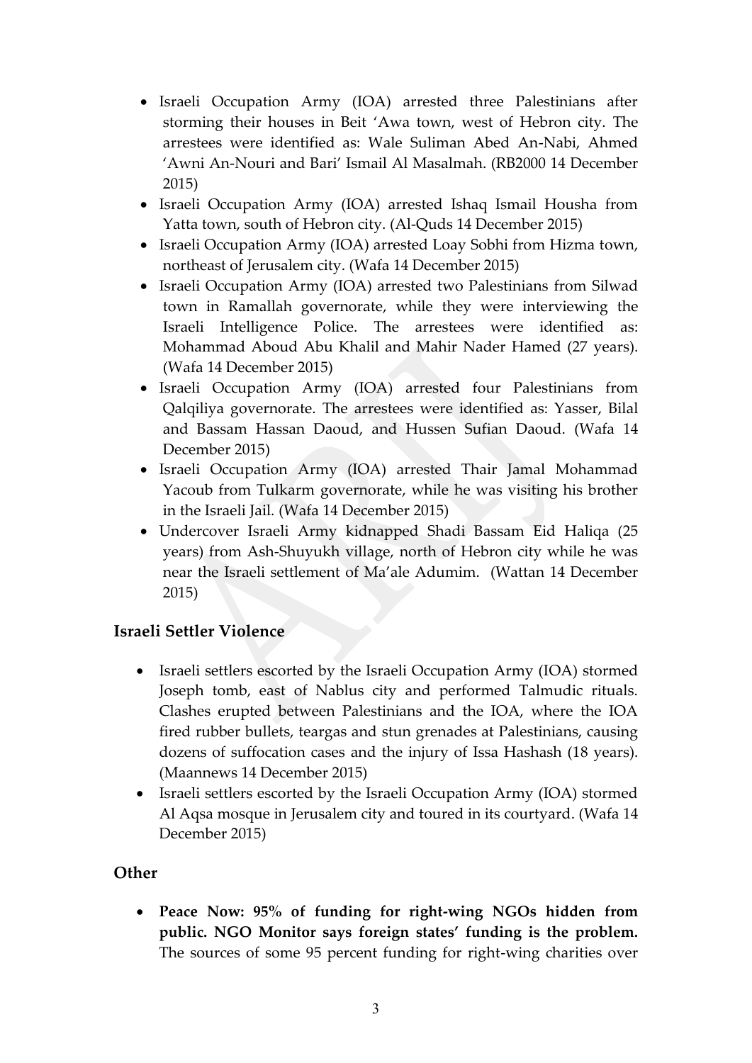- Israeli Occupation Army (IOA) arrested three Palestinians after storming their houses in Beit 'Awa town, west of Hebron city. The arrestees were identified as: Wale Suliman Abed An-Nabi, Ahmed 'Awni An-Nouri and Bari' Ismail Al Masalmah. (RB2000 14 December 2015)
- Israeli Occupation Army (IOA) arrested Ishaq Ismail Housha from Yatta town, south of Hebron city. (Al-Quds 14 December 2015)
- Israeli Occupation Army (IOA) arrested Loay Sobhi from Hizma town, northeast of Jerusalem city. (Wafa 14 December 2015)
- Israeli Occupation Army (IOA) arrested two Palestinians from Silwad town in Ramallah governorate, while they were interviewing the Israeli Intelligence Police. The arrestees were identified as: Mohammad Aboud Abu Khalil and Mahir Nader Hamed (27 years). (Wafa 14 December 2015)
- Israeli Occupation Army (IOA) arrested four Palestinians from Qalqiliya governorate. The arrestees were identified as: Yasser, Bilal and Bassam Hassan Daoud, and Hussen Sufian Daoud. (Wafa 14 December 2015)
- Israeli Occupation Army (IOA) arrested Thair Jamal Mohammad Yacoub from Tulkarm governorate, while he was visiting his brother in the Israeli Jail. (Wafa 14 December 2015)
- Undercover Israeli Army kidnapped Shadi Bassam Eid Haliqa (25 years) from Ash-Shuyukh village, north of Hebron city while he was near the Israeli settlement of Ma'ale Adumim. (Wattan 14 December 2015)

## Israeli Settler Violence

- Israeli settlers escorted by the Israeli Occupation Army (IOA) stormed Joseph tomb, east of Nablus city and performed Talmudic rituals. Clashes erupted between Palestinians and the IOA, where the IOA fired rubber bullets, teargas and stun grenades at Palestinians, causing dozens of suffocation cases and the injury of Issa Hashash (18 years). (Maannews 14 December 2015)
- Israeli settlers escorted by the Israeli Occupation Army (IOA) stormed Al Aqsa mosque in Jerusalem city and toured in its courtyard. (Wafa 14 December 2015)

## Other

- **Peace Now: 95% of funding for right-wing NGOs hidden from public. NGO Monitor says foreign states' funding is the problem.** The sources of some 95 percent funding for right-wing charities over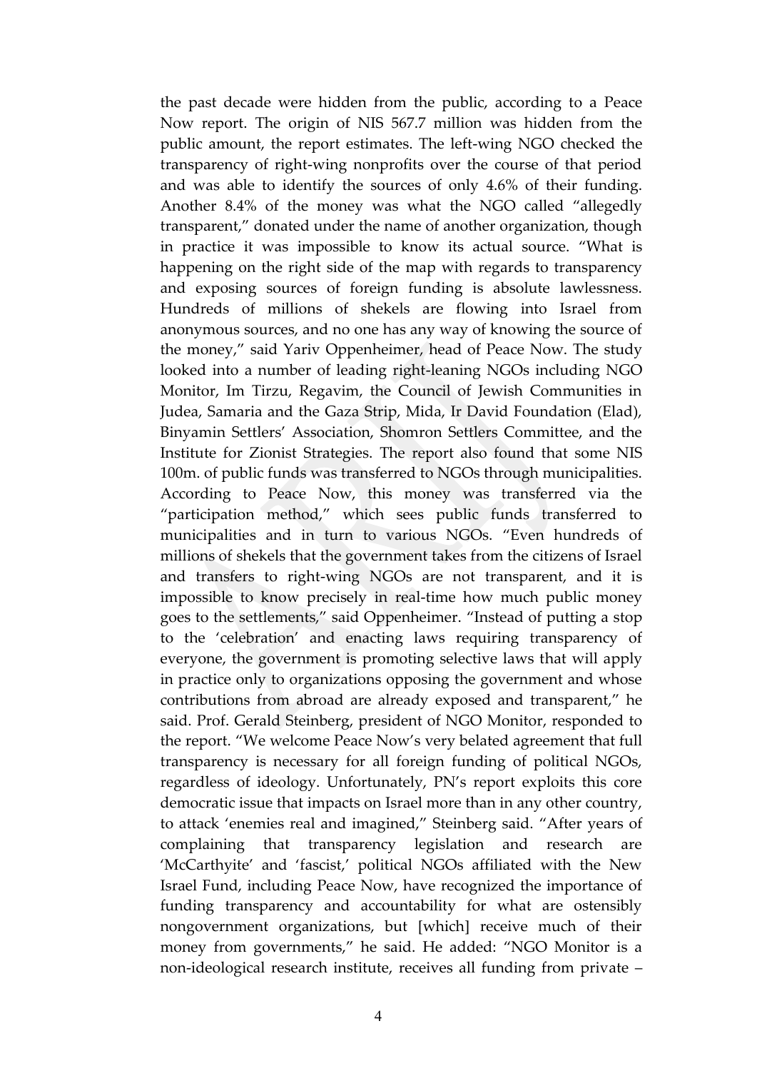the past decade were hidden from the public, according to a Peace Now report. The origin of NIS 567.7 million was hidden from the public amount, the report estimates. The left-wing NGO checked the transparency of right-wing nonprofits over the course of that period and was able to identify the sources of only 4.6% of their funding. Another 8.4% of the money was what the NGO called "allegedly transparent," donated under the name of another organization, though in practice it was impossible to know its actual source. "What is happening on the right side of the map with regards to transparency and exposing sources of foreign funding is absolute lawlessness. Hundreds of millions of shekels are flowing into Israel from anonymous sources, and no one has any way of knowing the source of the money," said Yariv Oppenheimer, head of Peace Now. The study looked into a number of leading right-leaning NGOs including NGO Monitor, Im Tirzu, Regavim, the Council of Jewish Communities in Judea, Samaria and the Gaza Strip, Mida, Ir David Foundation (Elad), Binyamin Settlers' Association, Shomron Settlers Committee, and the Institute for Zionist Strategies. The report also found that some NIS 100m. of public funds was transferred to NGOs through municipalities. According to Peace Now, this money was transferred via the "participation method," which sees public funds transferred to municipalities and in turn to various NGOs. "Even hundreds of millions of shekels that the government takes from the citizens of Israel and transfers to right-wing NGOs are not transparent, and it is impossible to know precisely in real-time how much public money goes to the settlements," said Oppenheimer. "Instead of putting a stop to the 'celebration' and enacting laws requiring transparency of everyone, the government is promoting selective laws that will apply in practice only to organizations opposing the government and whose contributions from abroad are already exposed and transparent," he said. Prof. Gerald Steinberg, president of NGO Monitor, responded to the report. "We welcome Peace Now's very belated agreement that full transparency is necessary for all foreign funding of political NGOs, regardless of ideology. Unfortunately, PN's report exploits this core democratic issue that impacts on Israel more than in any other country, to attack 'enemies real and imagined," Steinberg said. "After years of complaining that transparency legislation and research are 'McCarthyite' and 'fascist,' political NGOs affiliated with the New Israel Fund, including Peace Now, have recognized the importance of funding transparency and accountability for what are ostensibly nongovernment organizations, but [which] receive much of their money from governments," he said. He added: "NGO Monitor is a non-ideological research institute, receives all funding from private –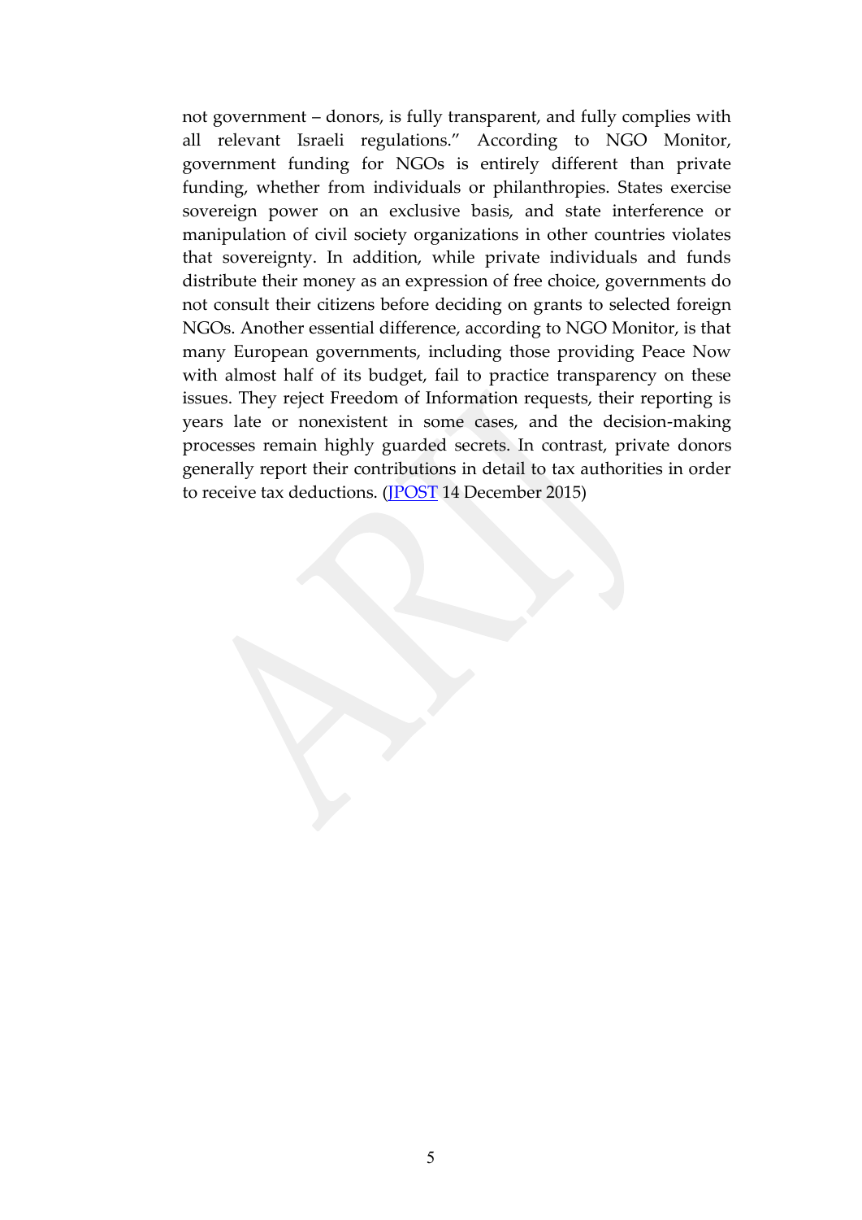not government – donors, is fully transparent, and fully complies with all relevant Israeli regulations." According to NGO Monitor, government funding for NGOs is entirely different than private funding, whether from individuals or philanthropies. States exercise sovereign power on an exclusive basis, and state interference or manipulation of civil society organizations in other countries violates that sovereignty. In addition, while private individuals and funds distribute their money as an expression of free choice, governments do not consult their citizens before deciding on grants to selected foreign NGOs. Another essential difference, according to NGO Monitor, is that many European governments, including those providing Peace Now with almost half of its budget, fail to practice transparency on these issues. They reject Freedom of Information requests, their reporting is years late or nonexistent in some cases, and the decision-making processes remain highly guarded secrets. In contrast, private donors generally report their contributions in detail to tax authorities in order to receive tax deductions. (JPOST 14 December 2015)